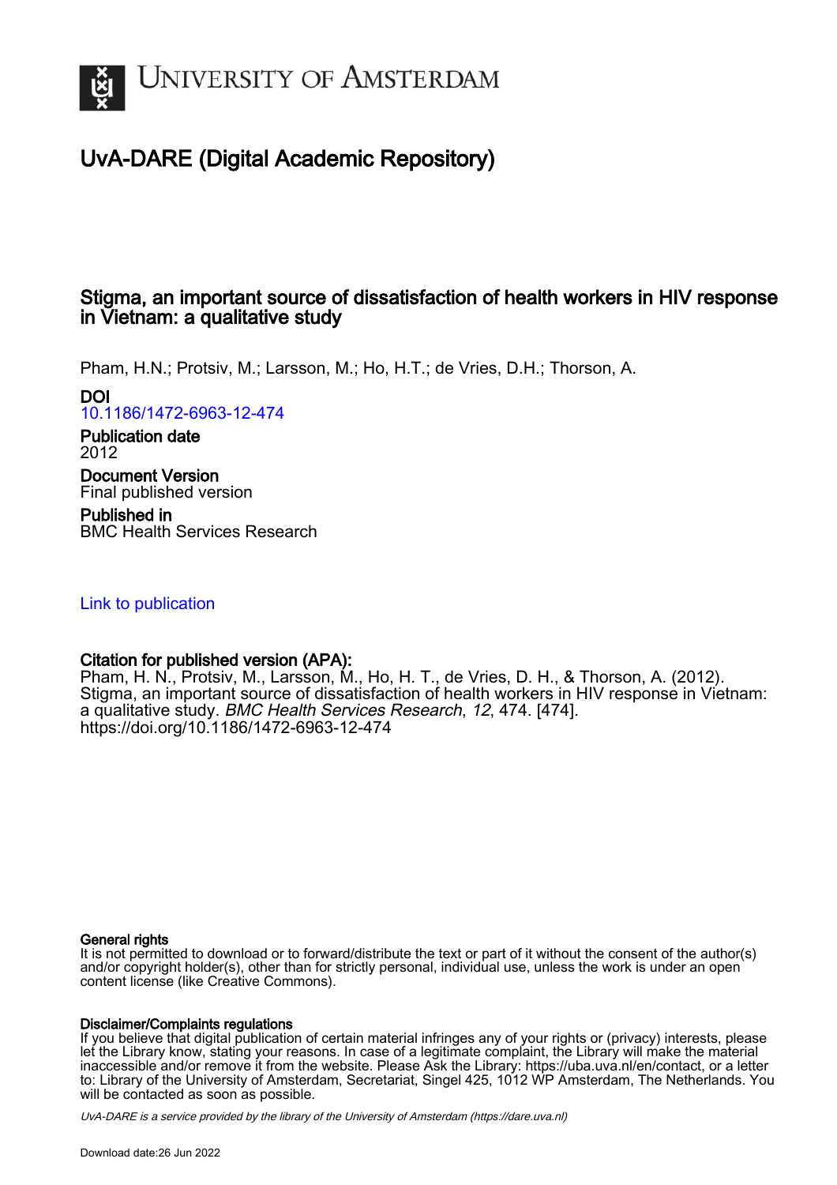# University of Amsterdam

## UvA-DARE (Digital Academic Repository)

### Stigma, an important source of dissatisfaction of health workers in HIV response in Vietnam: a qualitative study

Pham, H.N.; Protsiv, M.; Larsson, M.; Ho, H.T.; de Vries, D.H.; Thorson, A.

**DOI**
10.1186/1472-6963-12-474

**Publication date**
2012

**Document Version**
Final published version

**Published in**
BMC Health Services Research

Link to publication

**Citation for published version (APA):**
Pham, H. N., Protsiv, M., Larsson, M., Ho, H. T., de Vries, D. H., & Thorson, A. (2012). Stigma, an important source of dissatisfaction of health workers in HIV response in Vietnam: a qualitative study. *BMC Health Services Research*, *12*, 474. [474]. https://doi.org/10.1186/1472-6963-12-474

**General rights**
It is not permitted to download or to forward/distribute the text or part of it without the consent of the author(s) and/or copyright holder(s), other than for strictly personal, individual use, unless the work is under an open content license (like Creative Commons).

**Disclaimer/Complaints regulations**
If you believe that digital publication of certain material infringes any of your rights or (privacy) interests, please let the Library know, stating your reasons. In case of a legitimate complaint, the Library will make the material inaccessible and/or remove it from the website. Please Ask the Library: https://uba.uva.nl/en/contact, or a letter to: Library of the University of Amsterdam, Secretariat, Singel 425, 1012 WP Amsterdam, The Netherlands. You will be contacted as soon as possible.

UvA-DARE is a service provided by the library of the University of Amsterdam (https://dare.uva.nl)

Download date:26 Jun 2022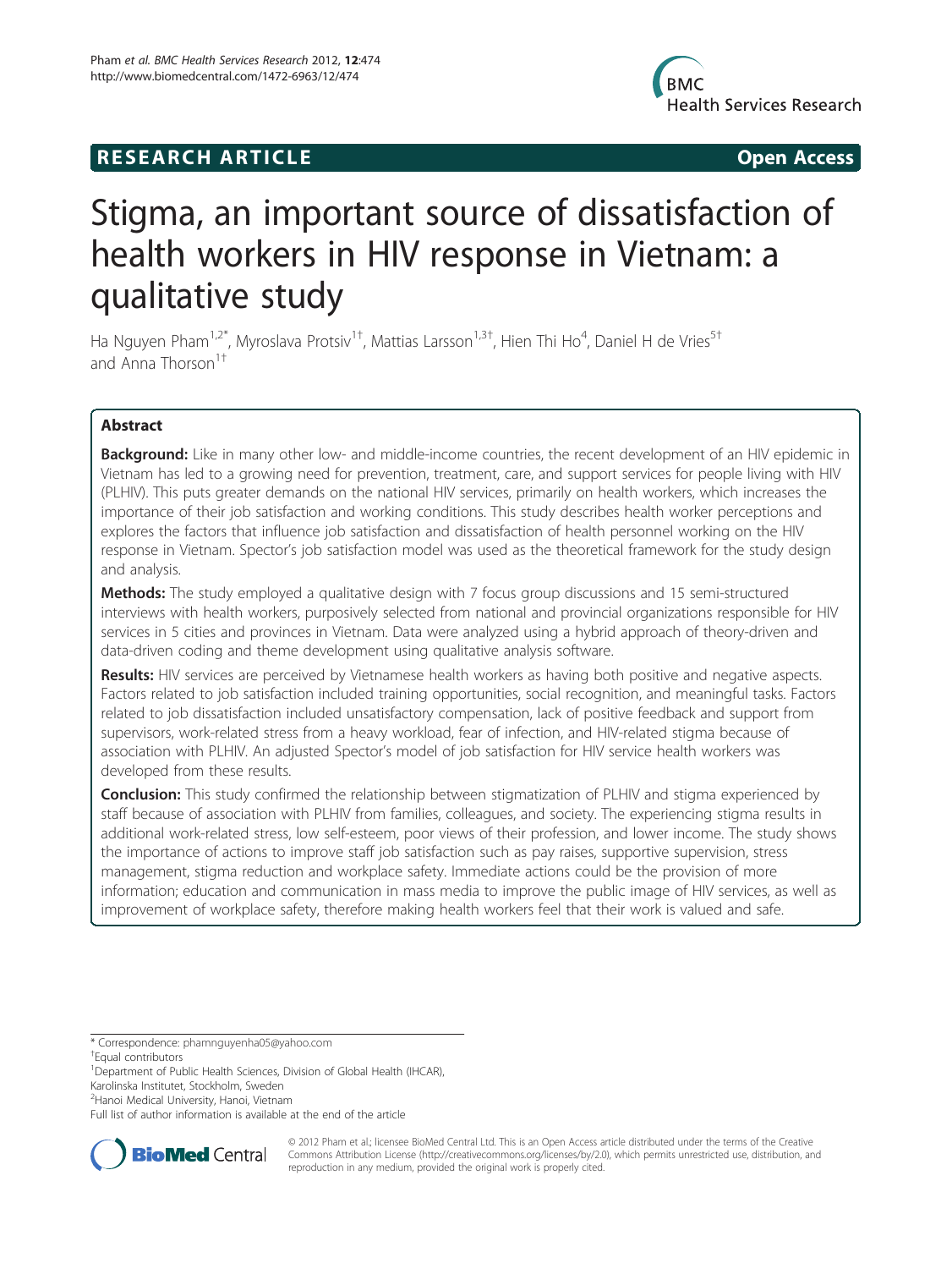# RESEARCH ARTICLE

**Open Access**

# Stigma, an important source of dissatisfaction of health workers in HIV response in Vietnam: a qualitative study

Ha Nguyen Pham[1,2*], Myroslava Protsiv[1†], Mattias Larsson[1,3†], Hien Thi Ho[4], Daniel H de Vries[5†] and Anna Thorson[1†]

## Abstract

**Background:** Like in many other low- and middle-income countries, the recent development of an HIV epidemic in Vietnam has led to a growing need for prevention, treatment, care, and support services for people living with HIV (PLHIV). This puts greater demands on the national HIV services, primarily on health workers, which increases the importance of their job satisfaction and working conditions. This study describes health worker perceptions and explores the factors that influence job satisfaction and dissatisfaction of health personnel working on the HIV response in Vietnam. Spector's job satisfaction model was used as the theoretical framework for the study design and analysis.

**Methods:** The study employed a qualitative design with 7 focus group discussions and 15 semi-structured interviews with health workers, purposively selected from national and provincial organizations responsible for HIV services in 5 cities and provinces in Vietnam. Data were analyzed using a hybrid approach of theory-driven and data-driven coding and theme development using qualitative analysis software.

**Results:** HIV services are perceived by Vietnamese health workers as having both positive and negative aspects. Factors related to job satisfaction included training opportunities, social recognition, and meaningful tasks. Factors related to job dissatisfaction included unsatisfactory compensation, lack of positive feedback and support from supervisors, work-related stress from a heavy workload, fear of infection, and HIV-related stigma because of association with PLHIV. An adjusted Spector's model of job satisfaction for HIV service health workers was developed from these results.

**Conclusion:** This study confirmed the relationship between stigmatization of PLHIV and stigma experienced by staff because of association with PLHIV from families, colleagues, and society. The experiencing stigma results in additional work-related stress, low self-esteem, poor views of their profession, and lower income. The study shows the importance of actions to improve staff job satisfaction such as pay raises, supportive supervision, stress management, stigma reduction and workplace safety. Immediate actions could be the provision of more information; education and communication in mass media to improve the public image of HIV services, as well as improvement of workplace safety, therefore making health workers feel that their work is valued and safe.

\* Correspondence: phamnguyenha05@yahoo.com

†Equal contributors

[1]Department of Public Health Sciences, Division of Global Health (IHCAR), Karolinska Institutet, Stockholm, Sweden

[2]Hanoi Medical University, Hanoi, Vietnam

Full list of author information is available at the end of the article

© 2012 Pham et al.; licensee BioMed Central Ltd. This is an Open Access article distributed under the terms of the Creative Commons Attribution License (http://creativecommons.org/licenses/by/2.0), which permits unrestricted use, distribution, and reproduction in any medium, provided the original work is properly cited.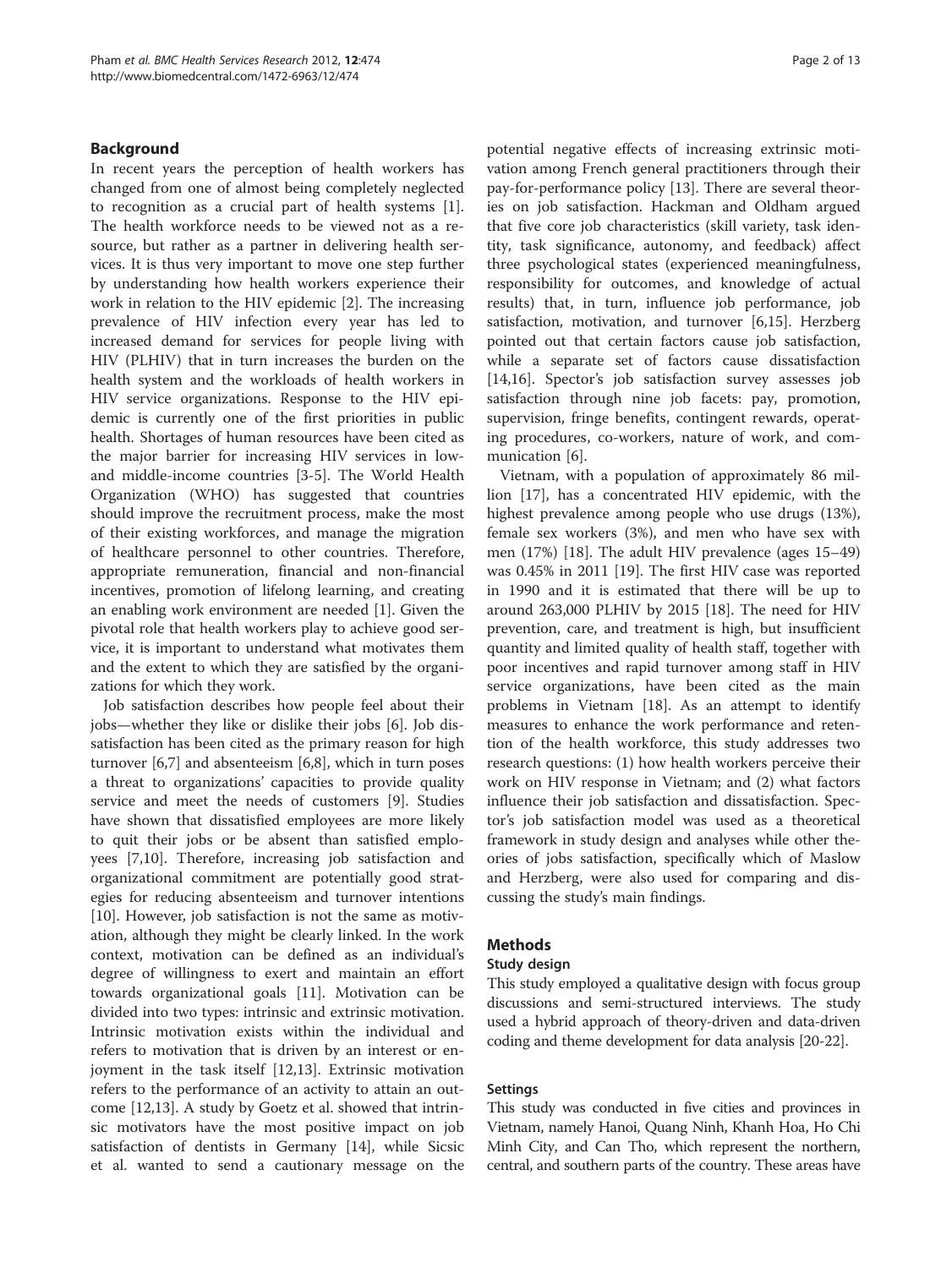## Background

In recent years the perception of health workers has changed from one of almost being completely neglected to recognition as a crucial part of health systems [1]. The health workforce needs to be viewed not as a resource, but rather as a partner in delivering health services. It is thus very important to move one step further by understanding how health workers experience their work in relation to the HIV epidemic [2]. The increasing prevalence of HIV infection every year has led to increased demand for services for people living with HIV (PLHIV) that in turn increases the burden on the health system and the workloads of health workers in HIV service organizations. Response to the HIV epidemic is currently one of the first priorities in public health. Shortages of human resources have been cited as the major barrier for increasing HIV services in low- and middle-income countries [3-5]. The World Health Organization (WHO) has suggested that countries should improve the recruitment process, make the most of their existing workforces, and manage the migration of healthcare personnel to other countries. Therefore, appropriate remuneration, financial and non-financial incentives, promotion of lifelong learning, and creating an enabling work environment are needed [1]. Given the pivotal role that health workers play to achieve good service, it is important to understand what motivates them and the extent to which they are satisfied by the organizations for which they work.

Job satisfaction describes how people feel about their jobs—whether they like or dislike their jobs [6]. Job dissatisfaction has been cited as the primary reason for high turnover [6,7] and absenteeism [6,8], which in turn poses a threat to organizations' capacities to provide quality service and meet the needs of customers [9]. Studies have shown that dissatisfied employees are more likely to quit their jobs or be absent than satisfied employees [7,10]. Therefore, increasing job satisfaction and organizational commitment are potentially good strategies for reducing absenteeism and turnover intentions [10]. However, job satisfaction is not the same as motivation, although they might be clearly linked. In the work context, motivation can be defined as an individual's degree of willingness to exert and maintain an effort towards organizational goals [11]. Motivation can be divided into two types: intrinsic and extrinsic motivation. Intrinsic motivation exists within the individual and refers to motivation that is driven by an interest or enjoyment in the task itself [12,13]. Extrinsic motivation refers to the performance of an activity to attain an outcome [12,13]. A study by Goetz et al. showed that intrinsic motivators have the most positive impact on job satisfaction of dentists in Germany [14], while Sicsic et al. wanted to send a cautionary message on the potential negative effects of increasing extrinsic motivation among French general practitioners through their pay-for-performance policy [13]. There are several theories on job satisfaction. Hackman and Oldham argued that five core job characteristics (skill variety, task identity, task significance, autonomy, and feedback) affect three psychological states (experienced meaningfulness, responsibility for outcomes, and knowledge of actual results) that, in turn, influence job performance, job satisfaction, motivation, and turnover [6,15]. Herzberg pointed out that certain factors cause job satisfaction, while a separate set of factors cause dissatisfaction [14,16]. Spector's job satisfaction survey assesses job satisfaction through nine job facets: pay, promotion, supervision, fringe benefits, contingent rewards, operating procedures, co-workers, nature of work, and communication [6].

Vietnam, with a population of approximately 86 million [17], has a concentrated HIV epidemic, with the highest prevalence among people who use drugs (13%), female sex workers (3%), and men who have sex with men (17%) [18]. The adult HIV prevalence (ages 15–49) was 0.45% in 2011 [19]. The first HIV case was reported in 1990 and it is estimated that there will be up to around 263,000 PLHIV by 2015 [18]. The need for HIV prevention, care, and treatment is high, but insufficient quantity and limited quality of health staff, together with poor incentives and rapid turnover among staff in HIV service organizations, have been cited as the main problems in Vietnam [18]. As an attempt to identify measures to enhance the work performance and retention of the health workforce, this study addresses two research questions: (1) how health workers perceive their work on HIV response in Vietnam; and (2) what factors influence their job satisfaction and dissatisfaction. Spector's job satisfaction model was used as a theoretical framework in study design and analyses while other theories of jobs satisfaction, specifically which of Maslow and Herzberg, were also used for comparing and discussing the study's main findings.

## Methods

### Study design

This study employed a qualitative design with focus group discussions and semi-structured interviews. The study used a hybrid approach of theory-driven and data-driven coding and theme development for data analysis [20-22].

### Settings

This study was conducted in five cities and provinces in Vietnam, namely Hanoi, Quang Ninh, Khanh Hoa, Ho Chi Minh City, and Can Tho, which represent the northern, central, and southern parts of the country. These areas have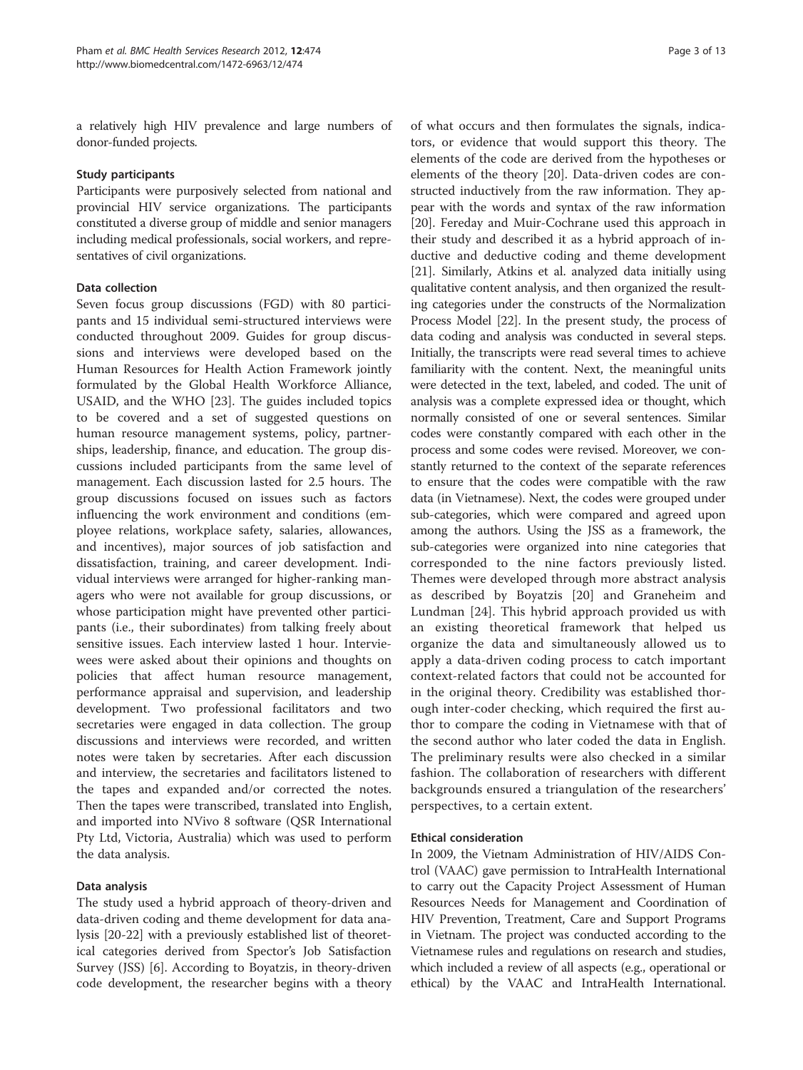a relatively high HIV prevalence and large numbers of donor-funded projects.

### Study participants

Participants were purposively selected from national and provincial HIV service organizations. The participants constituted a diverse group of middle and senior managers including medical professionals, social workers, and representatives of civil organizations.

### Data collection

Seven focus group discussions (FGD) with 80 participants and 15 individual semi-structured interviews were conducted throughout 2009. Guides for group discussions and interviews were developed based on the Human Resources for Health Action Framework jointly formulated by the Global Health Workforce Alliance, USAID, and the WHO [23]. The guides included topics to be covered and a set of suggested questions on human resource management systems, policy, partnerships, leadership, finance, and education. The group discussions included participants from the same level of management. Each discussion lasted for 2.5 hours. The group discussions focused on issues such as factors influencing the work environment and conditions (employee relations, workplace safety, salaries, allowances, and incentives), major sources of job satisfaction and dissatisfaction, training, and career development. Individual interviews were arranged for higher-ranking managers who were not available for group discussions, or whose participation might have prevented other participants (i.e., their subordinates) from talking freely about sensitive issues. Each interview lasted 1 hour. Interviewees were asked about their opinions and thoughts on policies that affect human resource management, performance appraisal and supervision, and leadership development. Two professional facilitators and two secretaries were engaged in data collection. The group discussions and interviews were recorded, and written notes were taken by secretaries. After each discussion and interview, the secretaries and facilitators listened to the tapes and expanded and/or corrected the notes. Then the tapes were transcribed, translated into English, and imported into NVivo 8 software (QSR International Pty Ltd, Victoria, Australia) which was used to perform the data analysis.

### Data analysis

The study used a hybrid approach of theory-driven and data-driven coding and theme development for data analysis [20-22] with a previously established list of theoretical categories derived from Spector's Job Satisfaction Survey (JSS) [6]. According to Boyatzis, in theory-driven code development, the researcher begins with a theory of what occurs and then formulates the signals, indicators, or evidence that would support this theory. The elements of the code are derived from the hypotheses or elements of the theory [20]. Data-driven codes are constructed inductively from the raw information. They appear with the words and syntax of the raw information [20]. Fereday and Muir-Cochrane used this approach in their study and described it as a hybrid approach of inductive and deductive coding and theme development [21]. Similarly, Atkins et al. analyzed data initially using qualitative content analysis, and then organized the resulting categories under the constructs of the Normalization Process Model [22]. In the present study, the process of data coding and analysis was conducted in several steps. Initially, the transcripts were read several times to achieve familiarity with the content. Next, the meaningful units were detected in the text, labeled, and coded. The unit of analysis was a complete expressed idea or thought, which normally consisted of one or several sentences. Similar codes were constantly compared with each other in the process and some codes were revised. Moreover, we constantly returned to the context of the separate references to ensure that the codes were compatible with the raw data (in Vietnamese). Next, the codes were grouped under sub-categories, which were compared and agreed upon among the authors. Using the JSS as a framework, the sub-categories were organized into nine categories that corresponded to the nine factors previously listed. Themes were developed through more abstract analysis as described by Boyatzis [20] and Graneheim and Lundman [24]. This hybrid approach provided us with an existing theoretical framework that helped us organize the data and simultaneously allowed us to apply a data-driven coding process to catch important context-related factors that could not be accounted for in the original theory. Credibility was established thorough inter-coder checking, which required the first author to compare the coding in Vietnamese with that of the second author who later coded the data in English. The preliminary results were also checked in a similar fashion. The collaboration of researchers with different backgrounds ensured a triangulation of the researchers' perspectives, to a certain extent.

### Ethical consideration

In 2009, the Vietnam Administration of HIV/AIDS Control (VAAC) gave permission to IntraHealth International to carry out the Capacity Project Assessment of Human Resources Needs for Management and Coordination of HIV Prevention, Treatment, Care and Support Programs in Vietnam. The project was conducted according to the Vietnamese rules and regulations on research and studies, which included a review of all aspects (e.g., operational or ethical) by the VAAC and IntraHealth International.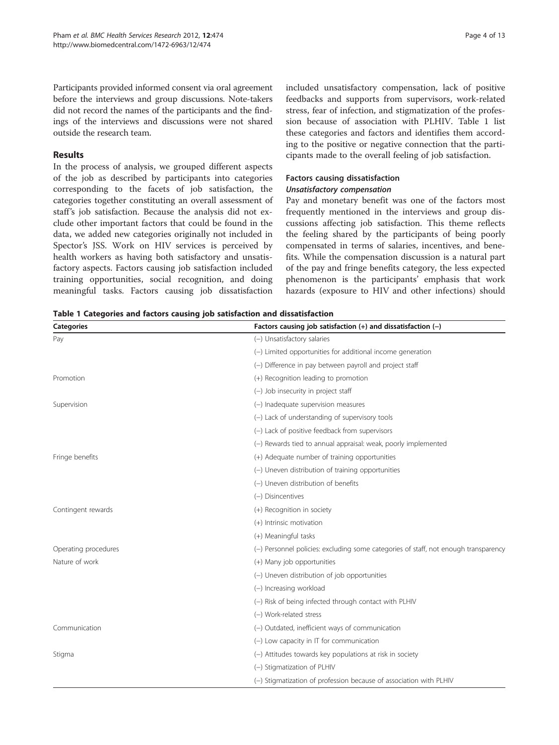Participants provided informed consent via oral agreement before the interviews and group discussions. Note-takers did not record the names of the participants and the findings of the interviews and discussions were not shared outside the research team.

## Results

In the process of analysis, we grouped different aspects of the job as described by participants into categories corresponding to the facets of job satisfaction, the categories together constituting an overall assessment of staff's job satisfaction. Because the analysis did not exclude other important factors that could be found in the data, we added new categories originally not included in Spector's JSS. Work on HIV services is perceived by health workers as having both satisfactory and unsatisfactory aspects. Factors causing job satisfaction included training opportunities, social recognition, and doing meaningful tasks. Factors causing job dissatisfaction included unsatisfactory compensation, lack of positive feedbacks and supports from supervisors, work-related stress, fear of infection, and stigmatization of the profession because of association with PLHIV. Table 1 list these categories and factors and identifies them according to the positive or negative connection that the participants made to the overall feeling of job satisfaction.

### Factors causing dissatisfaction

#### *Unsatisfactory compensation*

Pay and monetary benefit was one of the factors most frequently mentioned in the interviews and group discussions affecting job satisfaction. This theme reflects the feeling shared by the participants of being poorly compensated in terms of salaries, incentives, and benefits. While the compensation discussion is a natural part of the pay and fringe benefits category, the less expected phenomenon is the participants' emphasis that work hazards (exposure to HIV and other infections) should

**Table 1 Categories and factors causing job satisfaction and dissatisfaction**

| Categories | Factors causing job satisfaction (+) and dissatisfaction (–) |
|---|---|
| Pay | (–) Unsatisfactory salaries |
| | (–) Limited opportunities for additional income generation |
| | (–) Difference in pay between payroll and project staff |
| Promotion | (+) Recognition leading to promotion |
| | (–) Job insecurity in project staff |
| Supervision | (–) Inadequate supervision measures |
| | (–) Lack of understanding of supervisory tools |
| | (–) Lack of positive feedback from supervisors |
| | (–) Rewards tied to annual appraisal: weak, poorly implemented |
| Fringe benefits | (+) Adequate number of training opportunities |
| | (–) Uneven distribution of training opportunities |
| | (–) Uneven distribution of benefits |
| | (–) Disincentives |
| Contingent rewards | (+) Recognition in society |
| | (+) Intrinsic motivation |
| | (+) Meaningful tasks |
| Operating procedures | (–) Personnel policies: excluding some categories of staff, not enough transparency |
| Nature of work | (+) Many job opportunities |
| | (–) Uneven distribution of job opportunities |
| | (–) Increasing workload |
| | (–) Risk of being infected through contact with PLHIV |
| | (–) Work-related stress |
| Communication | (–) Outdated, inefficient ways of communication |
| | (–) Low capacity in IT for communication |
| Stigma | (–) Attitudes towards key populations at risk in society |
| | (–) Stigmatization of PLHIV |
| | (–) Stigmatization of profession because of association with PLHIV |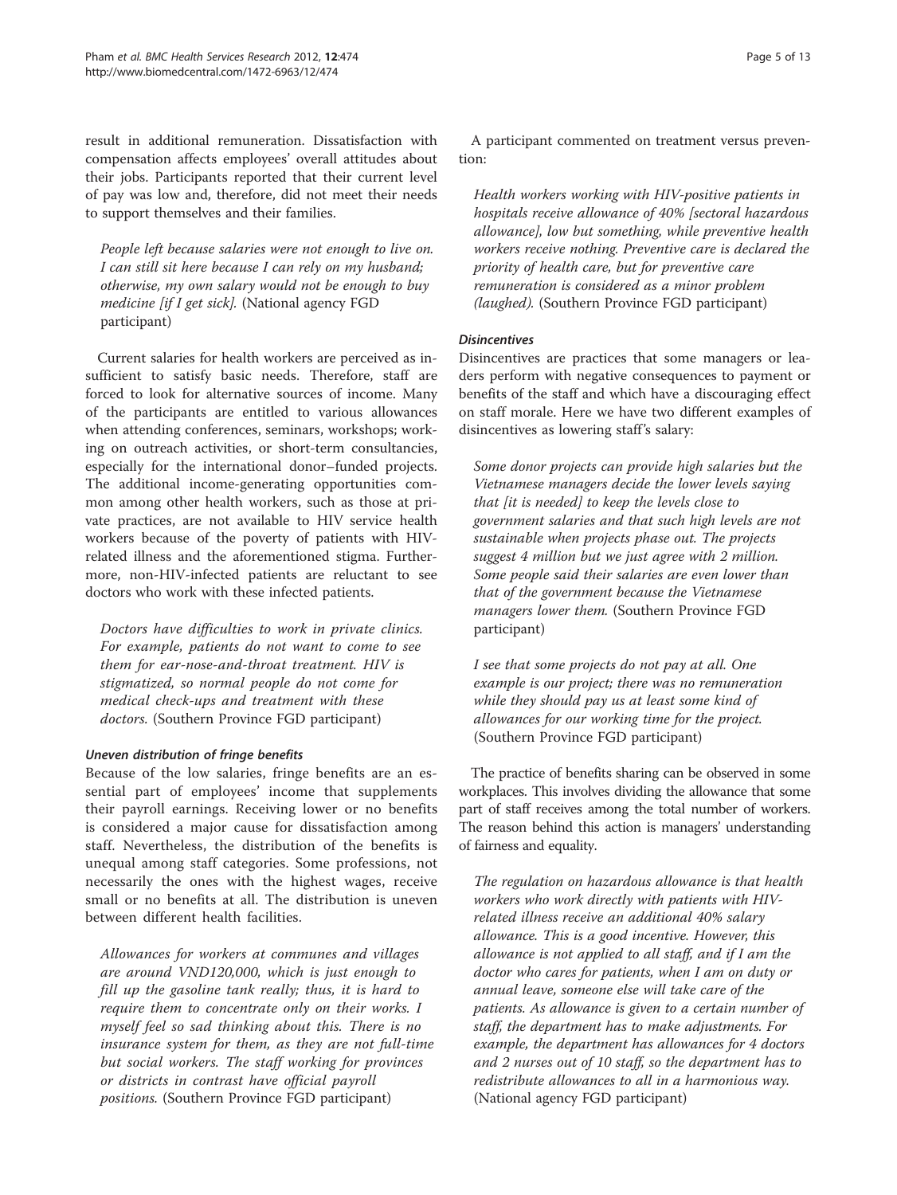result in additional remuneration. Dissatisfaction with compensation affects employees' overall attitudes about their jobs. Participants reported that their current level of pay was low and, therefore, did not meet their needs to support themselves and their families.

> *People left because salaries were not enough to live on. I can still sit here because I can rely on my husband; otherwise, my own salary would not be enough to buy medicine [if I get sick].* (National agency FGD participant)

Current salaries for health workers are perceived as insufficient to satisfy basic needs. Therefore, staff are forced to look for alternative sources of income. Many of the participants are entitled to various allowances when attending conferences, seminars, workshops; working on outreach activities, or short-term consultancies, especially for the international donor–funded projects. The additional income-generating opportunities common among other health workers, such as those at private practices, are not available to HIV service health workers because of the poverty of patients with HIV-related illness and the aforementioned stigma. Furthermore, non-HIV-infected patients are reluctant to see doctors who work with these infected patients.

> *Doctors have difficulties to work in private clinics. For example, patients do not want to come to see them for ear-nose-and-throat treatment. HIV is stigmatized, so normal people do not come for medical check-ups and treatment with these doctors.* (Southern Province FGD participant)

#### Uneven distribution of fringe benefits

Because of the low salaries, fringe benefits are an essential part of employees' income that supplements their payroll earnings. Receiving lower or no benefits is considered a major cause for dissatisfaction among staff. Nevertheless, the distribution of the benefits is unequal among staff categories. Some professions, not necessarily the ones with the highest wages, receive small or no benefits at all. The distribution is uneven between different health facilities.

> *Allowances for workers at communes and villages are around VND120,000, which is just enough to fill up the gasoline tank really; thus, it is hard to require them to concentrate only on their works. I myself feel so sad thinking about this. There is no insurance system for them, as they are not full-time but social workers. The staff working for provinces or districts in contrast have official payroll positions.* (Southern Province FGD participant)

A participant commented on treatment versus prevention:

> *Health workers working with HIV-positive patients in hospitals receive allowance of 40% [sectoral hazardous allowance], low but something, while preventive health workers receive nothing. Preventive care is declared the priority of health care, but for preventive care remuneration is considered as a minor problem (laughed).* (Southern Province FGD participant)

#### Disincentives

Disincentives are practices that some managers or leaders perform with negative consequences to payment or benefits of the staff and which have a discouraging effect on staff morale. Here we have two different examples of disincentives as lowering staff's salary:

> *Some donor projects can provide high salaries but the Vietnamese managers decide the lower levels saying that [it is needed] to keep the levels close to government salaries and that such high levels are not sustainable when projects phase out. The projects suggest 4 million but we just agree with 2 million. Some people said their salaries are even lower than that of the government because the Vietnamese managers lower them.* (Southern Province FGD participant)

> *I see that some projects do not pay at all. One example is our project; there was no remuneration while they should pay us at least some kind of allowances for our working time for the project.* (Southern Province FGD participant)

The practice of benefits sharing can be observed in some workplaces. This involves dividing the allowance that some part of staff receives among the total number of workers. The reason behind this action is managers' understanding of fairness and equality.

> *The regulation on hazardous allowance is that health workers who work directly with patients with HIV-related illness receive an additional 40% salary allowance. This is a good incentive. However, this allowance is not applied to all staff, and if I am the doctor who cares for patients, when I am on duty or annual leave, someone else will take care of the patients. As allowance is given to a certain number of staff, the department has to make adjustments. For example, the department has allowances for 4 doctors and 2 nurses out of 10 staff, so the department has to redistribute allowances to all in a harmonious way.* (National agency FGD participant)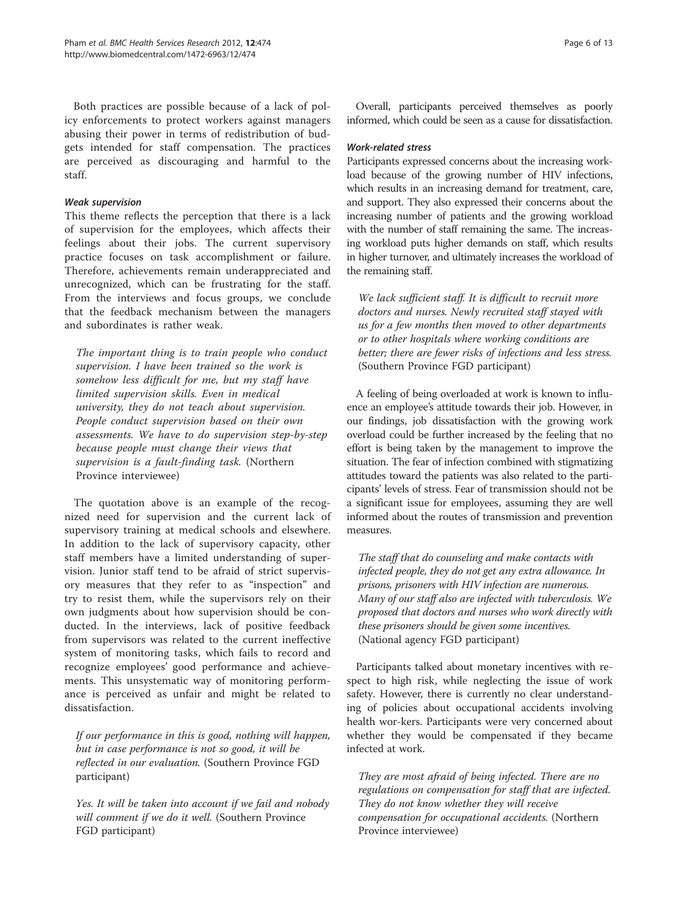Both practices are possible because of a lack of policy enforcements to protect workers against managers abusing their power in terms of redistribution of budgets intended for staff compensation. The practices are perceived as discouraging and harmful to the staff.

#### *Weak supervision*

This theme reflects the perception that there is a lack of supervision for the employees, which affects their feelings about their jobs. The current supervisory practice focuses on task accomplishment or failure. Therefore, achievements remain underappreciated and unrecognized, which can be frustrating for the staff. From the interviews and focus groups, we conclude that the feedback mechanism between the managers and subordinates is rather weak.

> *The important thing is to train people who conduct supervision. I have been trained so the work is somehow less difficult for me, but my staff have limited supervision skills. Even in medical university, they do not teach about supervision. People conduct supervision based on their own assessments. We have to do supervision step-by-step because people must change their views that supervision is a fault-finding task.* (Northern Province interviewee)

The quotation above is an example of the recognized need for supervision and the current lack of supervisory training at medical schools and elsewhere. In addition to the lack of supervisory capacity, other staff members have a limited understanding of supervision. Junior staff tend to be afraid of strict supervisory measures that they refer to as "inspection" and try to resist them, while the supervisors rely on their own judgments about how supervision should be conducted. In the interviews, lack of positive feedback from supervisors was related to the current ineffective system of monitoring tasks, which fails to record and recognize employees' good performance and achievements. This unsystematic way of monitoring performance is perceived as unfair and might be related to dissatisfaction.

> *If our performance in this is good, nothing will happen, but in case performance is not so good, it will be reflected in our evaluation.* (Southern Province FGD participant)

> *Yes. It will be taken into account if we fail and nobody will comment if we do it well.* (Southern Province FGD participant)

Overall, participants perceived themselves as poorly informed, which could be seen as a cause for dissatisfaction.

#### *Work-related stress*

Participants expressed concerns about the increasing workload because of the growing number of HIV infections, which results in an increasing demand for treatment, care, and support. They also expressed their concerns about the increasing number of patients and the growing workload with the number of staff remaining the same. The increasing workload puts higher demands on staff, which results in higher turnover, and ultimately increases the workload of the remaining staff.

> *We lack sufficient staff. It is difficult to recruit more doctors and nurses. Newly recruited staff stayed with us for a few months then moved to other departments or to other hospitals where working conditions are better; there are fewer risks of infections and less stress.* (Southern Province FGD participant)

A feeling of being overloaded at work is known to influence an employee's attitude towards their job. However, in our findings, job dissatisfaction with the growing work overload could be further increased by the feeling that no effort is being taken by the management to improve the situation. The fear of infection combined with stigmatizing attitudes toward the patients was also related to the participants' levels of stress. Fear of transmission should not be a significant issue for employees, assuming they are well informed about the routes of transmission and prevention measures.

> *The staff that do counseling and make contacts with infected people, they do not get any extra allowance. In prisons, prisoners with HIV infection are numerous. Many of our staff also are infected with tuberculosis. We proposed that doctors and nurses who work directly with these prisoners should be given some incentives.* (National agency FGD participant)

Participants talked about monetary incentives with respect to high risk, while neglecting the issue of work safety. However, there is currently no clear understanding of policies about occupational accidents involving health wor-kers. Participants were very concerned about whether they would be compensated if they became infected at work.

> *They are most afraid of being infected. There are no regulations on compensation for staff that are infected. They do not know whether they will receive compensation for occupational accidents.* (Northern Province interviewee)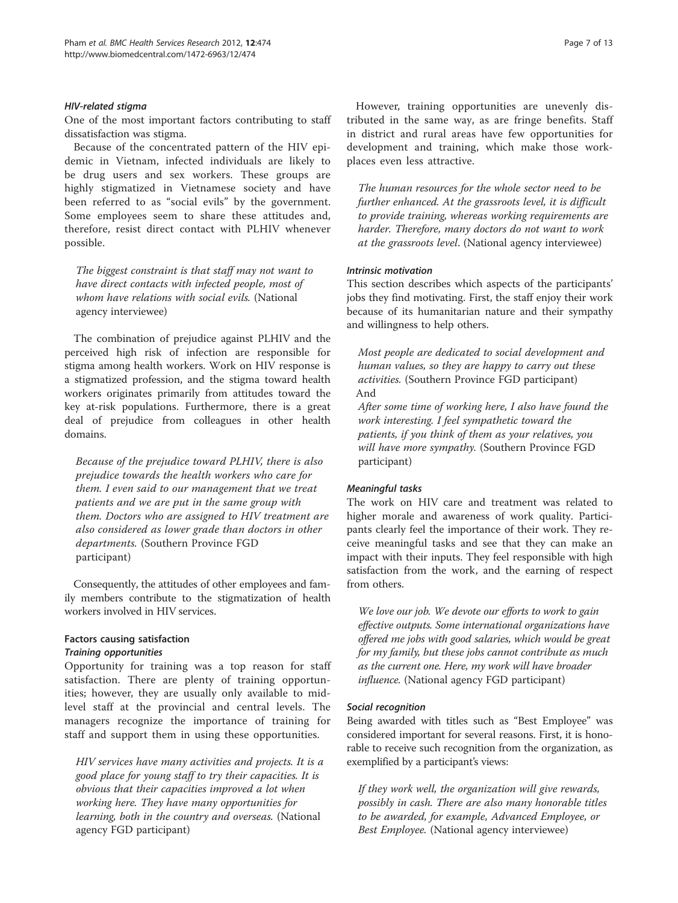#### HIV-related stigma

One of the most important factors contributing to staff dissatisfaction was stigma.

Because of the concentrated pattern of the HIV epidemic in Vietnam, infected individuals are likely to be drug users and sex workers. These groups are highly stigmatized in Vietnamese society and have been referred to as "social evils" by the government. Some employees seem to share these attitudes and, therefore, resist direct contact with PLHIV whenever possible.

> *The biggest constraint is that staff may not want to have direct contacts with infected people, most of whom have relations with social evils.* (National agency interviewee)

The combination of prejudice against PLHIV and the perceived high risk of infection are responsible for stigma among health workers. Work on HIV response is a stigmatized profession, and the stigma toward health workers originates primarily from attitudes toward the key at-risk populations. Furthermore, there is a great deal of prejudice from colleagues in other health domains.

> *Because of the prejudice toward PLHIV, there is also prejudice towards the health workers who care for them. I even said to our management that we treat patients and we are put in the same group with them. Doctors who are assigned to HIV treatment are also considered as lower grade than doctors in other departments.* (Southern Province FGD participant)

Consequently, the attitudes of other employees and family members contribute to the stigmatization of health workers involved in HIV services.

### Factors causing satisfaction

#### Training opportunities

Opportunity for training was a top reason for staff satisfaction. There are plenty of training opportunities; however, they are usually only available to mid-level staff at the provincial and central levels. The managers recognize the importance of training for staff and support them in using these opportunities.

> *HIV services have many activities and projects. It is a good place for young staff to try their capacities. It is obvious that their capacities improved a lot when working here. They have many opportunities for learning, both in the country and overseas.* (National agency FGD participant)

However, training opportunities are unevenly distributed in the same way, as are fringe benefits. Staff in district and rural areas have few opportunities for development and training, which make those workplaces even less attractive.

> *The human resources for the whole sector need to be further enhanced. At the grassroots level, it is difficult to provide training, whereas working requirements are harder. Therefore, many doctors do not want to work at the grassroots level.* (National agency interviewee)

#### Intrinsic motivation

This section describes which aspects of the participants' jobs they find motivating. First, the staff enjoy their work because of its humanitarian nature and their sympathy and willingness to help others.

> *Most people are dedicated to social development and human values, so they are happy to carry out these activities.* (Southern Province FGD participant)
>
> And
>
> *After some time of working here, I also have found the work interesting. I feel sympathetic toward the patients, if you think of them as your relatives, you will have more sympathy.* (Southern Province FGD participant)

#### Meaningful tasks

The work on HIV care and treatment was related to higher morale and awareness of work quality. Participants clearly feel the importance of their work. They receive meaningful tasks and see that they can make an impact with their inputs. They feel responsible with high satisfaction from the work, and the earning of respect from others.

> *We love our job. We devote our efforts to work to gain effective outputs. Some international organizations have offered me jobs with good salaries, which would be great for my family, but these jobs cannot contribute as much as the current one. Here, my work will have broader influence.* (National agency FGD participant)

#### Social recognition

Being awarded with titles such as "Best Employee" was considered important for several reasons. First, it is honorable to receive such recognition from the organization, as exemplified by a participant's views:

> *If they work well, the organization will give rewards, possibly in cash. There are also many honorable titles to be awarded, for example, Advanced Employee, or Best Employee.* (National agency interviewee)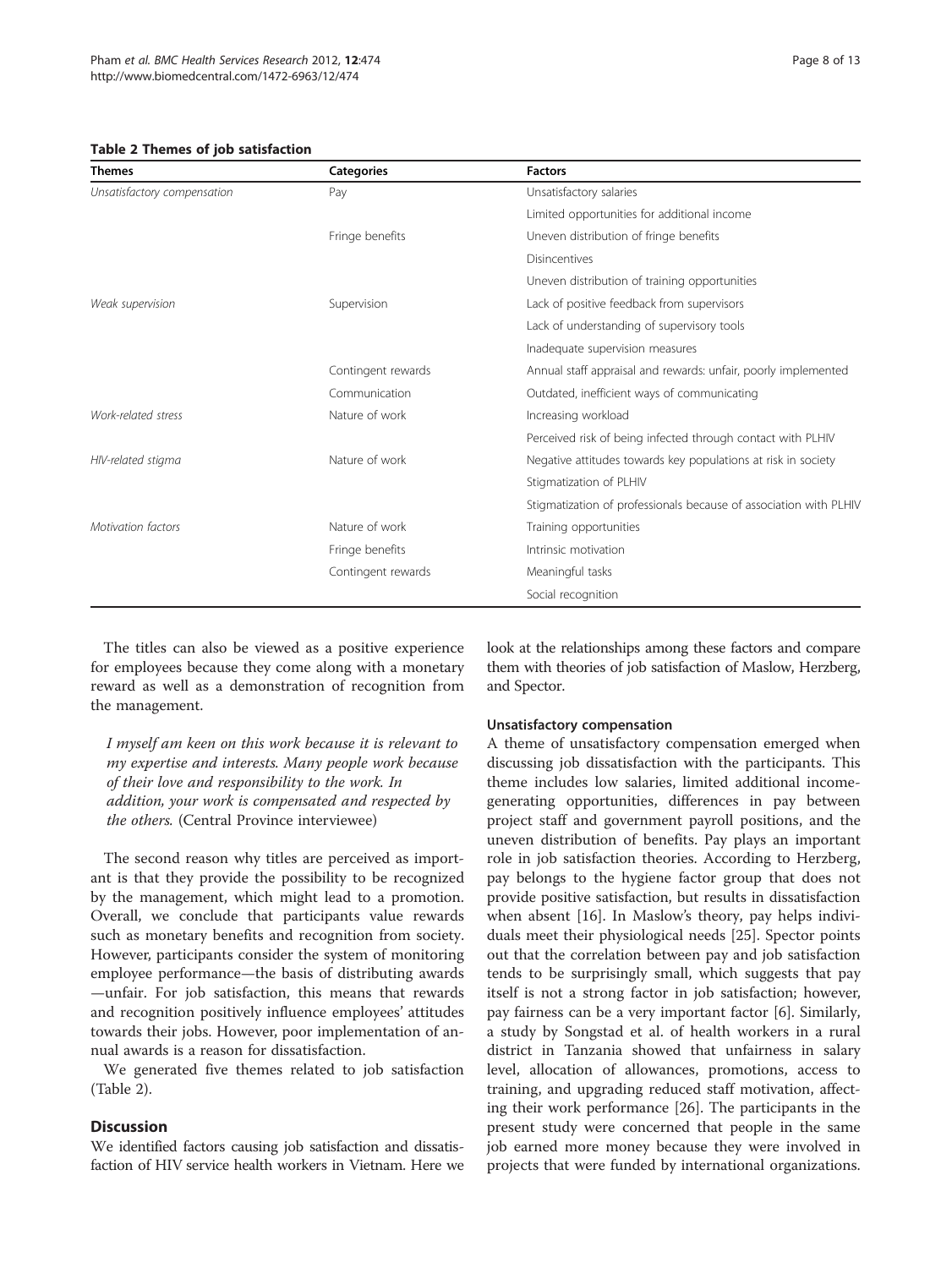**Table 2 Themes of job satisfaction**

| Themes | Categories | Factors |
|---|---|---|
| *Unsatisfactory compensation* | Pay | Unsatisfactory salaries |
| | | Limited opportunities for additional income |
| | Fringe benefits | Uneven distribution of fringe benefits |
| | | Disincentives |
| | | Uneven distribution of training opportunities |
| *Weak supervision* | Supervision | Lack of positive feedback from supervisors |
| | | Lack of understanding of supervisory tools |
| | | Inadequate supervision measures |
| | Contingent rewards | Annual staff appraisal and rewards: unfair, poorly implemented |
| | Communication | Outdated, inefficient ways of communicating |
| *Work-related stress* | Nature of work | Increasing workload |
| | | Perceived risk of being infected through contact with PLHIV |
| *HIV-related stigma* | Nature of work | Negative attitudes towards key populations at risk in society |
| | | Stigmatization of PLHIV |
| | | Stigmatization of professionals because of association with PLHIV |
| *Motivation factors* | Nature of work | Training opportunities |
| | Fringe benefits | Intrinsic motivation |
| | Contingent rewards | Meaningful tasks |
| | | Social recognition |

The titles can also be viewed as a positive experience for employees because they come along with a monetary reward as well as a demonstration of recognition from the management.

> *I myself am keen on this work because it is relevant to my expertise and interests. Many people work because of their love and responsibility to the work. In addition, your work is compensated and respected by the others.* (Central Province interviewee)

The second reason why titles are perceived as important is that they provide the possibility to be recognized by the management, which might lead to a promotion. Overall, we conclude that participants value rewards such as monetary benefits and recognition from society. However, participants consider the system of monitoring employee performance—the basis of distributing awards—unfair. For job satisfaction, this means that rewards and recognition positively influence employees' attitudes towards their jobs. However, poor implementation of annual awards is a reason for dissatisfaction.

We generated five themes related to job satisfaction (Table 2).

## Discussion

We identified factors causing job satisfaction and dissatisfaction of HIV service health workers in Vietnam. Here we look at the relationships among these factors and compare them with theories of job satisfaction of Maslow, Herzberg, and Spector.

### Unsatisfactory compensation

A theme of unsatisfactory compensation emerged when discussing job dissatisfaction with the participants. This theme includes low salaries, limited additional income-generating opportunities, differences in pay between project staff and government payroll positions, and the uneven distribution of benefits. Pay plays an important role in job satisfaction theories. According to Herzberg, pay belongs to the hygiene factor group that does not provide positive satisfaction, but results in dissatisfaction when absent [16]. In Maslow's theory, pay helps individuals meet their physiological needs [25]. Spector points out that the correlation between pay and job satisfaction tends to be surprisingly small, which suggests that pay itself is not a strong factor in job satisfaction; however, pay fairness can be a very important factor [6]. Similarly, a study by Songstad et al. of health workers in a rural district in Tanzania showed that unfairness in salary level, allocation of allowances, promotions, access to training, and upgrading reduced staff motivation, affecting their work performance [26]. The participants in the present study were concerned that people in the same job earned more money because they were involved in projects that were funded by international organizations.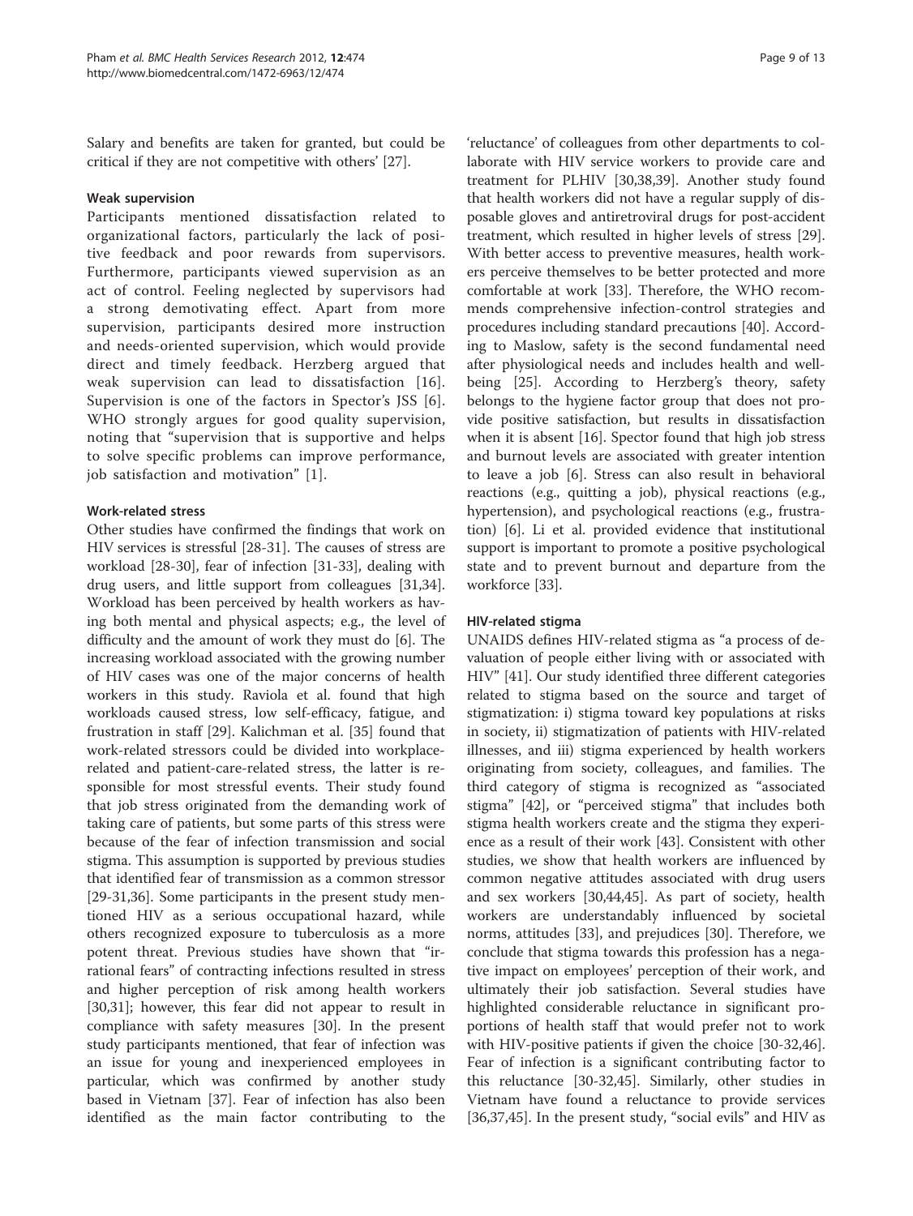Salary and benefits are taken for granted, but could be critical if they are not competitive with others' [27].

### Weak supervision

Participants mentioned dissatisfaction related to organizational factors, particularly the lack of positive feedback and poor rewards from supervisors. Furthermore, participants viewed supervision as an act of control. Feeling neglected by supervisors had a strong demotivating effect. Apart from more supervision, participants desired more instruction and needs-oriented supervision, which would provide direct and timely feedback. Herzberg argued that weak supervision can lead to dissatisfaction [16]. Supervision is one of the factors in Spector's JSS [6]. WHO strongly argues for good quality supervision, noting that "supervision that is supportive and helps to solve specific problems can improve performance, job satisfaction and motivation" [1].

### Work-related stress

Other studies have confirmed the findings that work on HIV services is stressful [28-31]. The causes of stress are workload [28-30], fear of infection [31-33], dealing with drug users, and little support from colleagues [31,34]. Workload has been perceived by health workers as having both mental and physical aspects; e.g., the level of difficulty and the amount of work they must do [6]. The increasing workload associated with the growing number of HIV cases was one of the major concerns of health workers in this study. Raviola et al. found that high workloads caused stress, low self-efficacy, fatigue, and frustration in staff [29]. Kalichman et al. [35] found that work-related stressors could be divided into workplace-related and patient-care-related stress, the latter is responsible for most stressful events. Their study found that job stress originated from the demanding work of taking care of patients, but some parts of this stress were because of the fear of infection transmission and social stigma. This assumption is supported by previous studies that identified fear of transmission as a common stressor [29-31,36]. Some participants in the present study mentioned HIV as a serious occupational hazard, while others recognized exposure to tuberculosis as a more potent threat. Previous studies have shown that "irrational fears" of contracting infections resulted in stress and higher perception of risk among health workers [30,31]; however, this fear did not appear to result in compliance with safety measures [30]. In the present study participants mentioned, that fear of infection was an issue for young and inexperienced employees in particular, which was confirmed by another study based in Vietnam [37]. Fear of infection has also been identified as the main factor contributing to the 'reluctance' of colleagues from other departments to collaborate with HIV service workers to provide care and treatment for PLHIV [30,38,39]. Another study found that health workers did not have a regular supply of disposable gloves and antiretroviral drugs for post-accident treatment, which resulted in higher levels of stress [29]. With better access to preventive measures, health workers perceive themselves to be better protected and more comfortable at work [33]. Therefore, the WHO recommends comprehensive infection-control strategies and procedures including standard precautions [40]. According to Maslow, safety is the second fundamental need after physiological needs and includes health and well-being [25]. According to Herzberg's theory, safety belongs to the hygiene factor group that does not provide positive satisfaction, but results in dissatisfaction when it is absent [16]. Spector found that high job stress and burnout levels are associated with greater intention to leave a job [6]. Stress can also result in behavioral reactions (e.g., quitting a job), physical reactions (e.g., hypertension), and psychological reactions (e.g., frustration) [6]. Li et al. provided evidence that institutional support is important to promote a positive psychological state and to prevent burnout and departure from the workforce [33].

### HIV-related stigma

UNAIDS defines HIV-related stigma as "a process of devaluation of people either living with or associated with HIV" [41]. Our study identified three different categories related to stigma based on the source and target of stigmatization: i) stigma toward key populations at risks in society, ii) stigmatization of patients with HIV-related illnesses, and iii) stigma experienced by health workers originating from society, colleagues, and families. The third category of stigma is recognized as "associated stigma" [42], or "perceived stigma" that includes both stigma health workers create and the stigma they experience as a result of their work [43]. Consistent with other studies, we show that health workers are influenced by common negative attitudes associated with drug users and sex workers [30,44,45]. As part of society, health workers are understandably influenced by societal norms, attitudes [33], and prejudices [30]. Therefore, we conclude that stigma towards this profession has a negative impact on employees' perception of their work, and ultimately their job satisfaction. Several studies have highlighted considerable reluctance in significant proportions of health staff that would prefer not to work with HIV-positive patients if given the choice [30-32,46]. Fear of infection is a significant contributing factor to this reluctance [30-32,45]. Similarly, other studies in Vietnam have found a reluctance to provide services [36,37,45]. In the present study, "social evils" and HIV as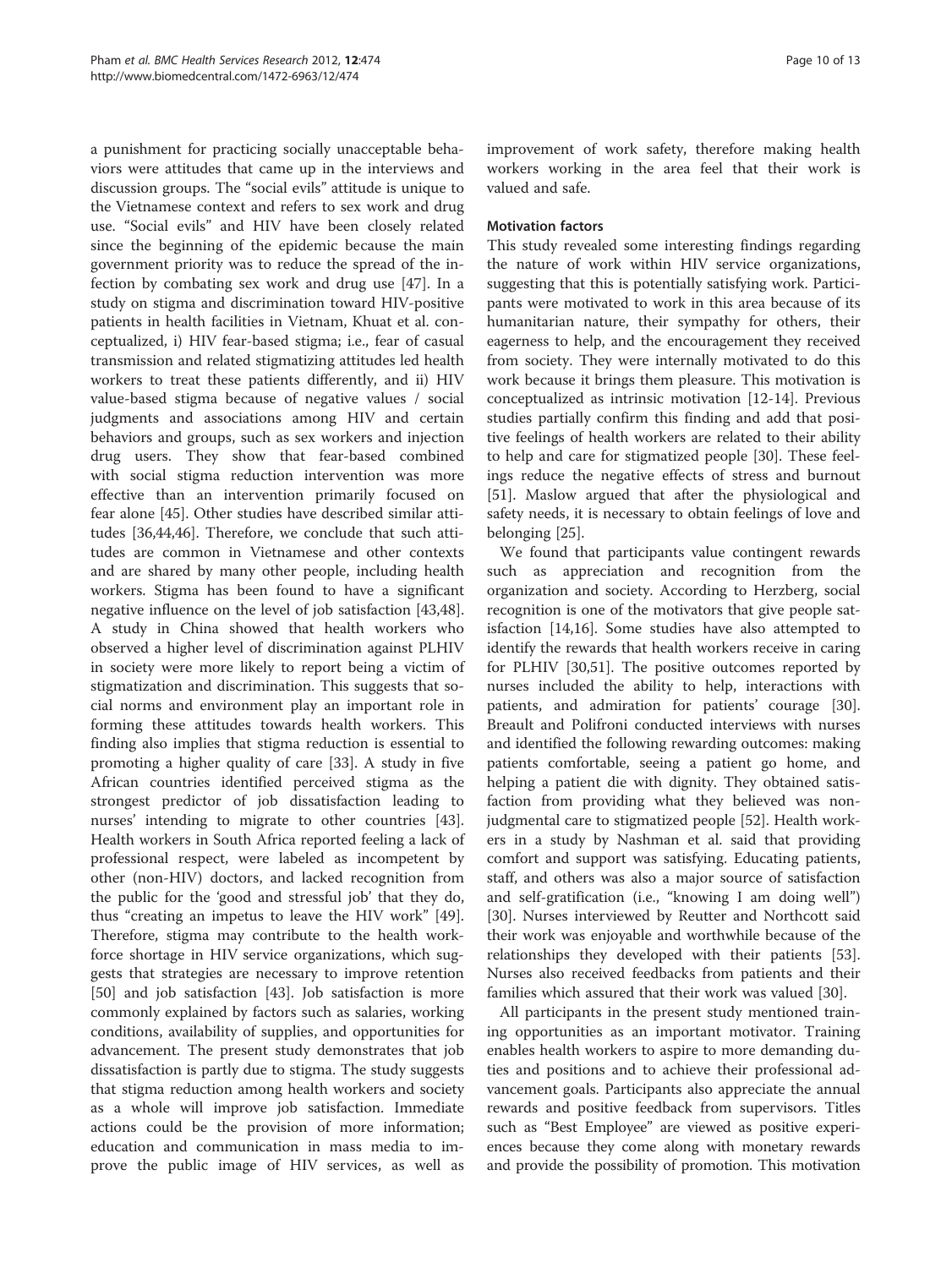a punishment for practicing socially unacceptable behaviors were attitudes that came up in the interviews and discussion groups. The "social evils" attitude is unique to the Vietnamese context and refers to sex work and drug use. "Social evils" and HIV have been closely related since the beginning of the epidemic because the main government priority was to reduce the spread of the infection by combating sex work and drug use [47]. In a study on stigma and discrimination toward HIV-positive patients in health facilities in Vietnam, Khuat et al. conceptualized, i) HIV fear-based stigma; i.e., fear of casual transmission and related stigmatizing attitudes led health workers to treat these patients differently, and ii) HIV value-based stigma because of negative values / social judgments and associations among HIV and certain behaviors and groups, such as sex workers and injection drug users. They show that fear-based combined with social stigma reduction intervention was more effective than an intervention primarily focused on fear alone [45]. Other studies have described similar attitudes [36,44,46]. Therefore, we conclude that such attitudes are common in Vietnamese and other contexts and are shared by many other people, including health workers. Stigma has been found to have a significant negative influence on the level of job satisfaction [43,48]. A study in China showed that health workers who observed a higher level of discrimination against PLHIV in society were more likely to report being a victim of stigmatization and discrimination. This suggests that social norms and environment play an important role in forming these attitudes towards health workers. This finding also implies that stigma reduction is essential to promoting a higher quality of care [33]. A study in five African countries identified perceived stigma as the strongest predictor of job dissatisfaction leading to nurses' intending to migrate to other countries [43]. Health workers in South Africa reported feeling a lack of professional respect, were labeled as incompetent by other (non-HIV) doctors, and lacked recognition from the public for the 'good and stressful job' that they do, thus "creating an impetus to leave the HIV work" [49]. Therefore, stigma may contribute to the health workforce shortage in HIV service organizations, which suggests that strategies are necessary to improve retention [50] and job satisfaction [43]. Job satisfaction is more commonly explained by factors such as salaries, working conditions, availability of supplies, and opportunities for advancement. The present study demonstrates that job dissatisfaction is partly due to stigma. The study suggests that stigma reduction among health workers and society as a whole will improve job satisfaction. Immediate actions could be the provision of more information; education and communication in mass media to improve the public image of HIV services, as well as improvement of work safety, therefore making health workers working in the area feel that their work is valued and safe.

### Motivation factors

This study revealed some interesting findings regarding the nature of work within HIV service organizations, suggesting that this is potentially satisfying work. Participants were motivated to work in this area because of its humanitarian nature, their sympathy for others, their eagerness to help, and the encouragement they received from society. They were internally motivated to do this work because it brings them pleasure. This motivation is conceptualized as intrinsic motivation [12-14]. Previous studies partially confirm this finding and add that positive feelings of health workers are related to their ability to help and care for stigmatized people [30]. These feelings reduce the negative effects of stress and burnout [51]. Maslow argued that after the physiological and safety needs, it is necessary to obtain feelings of love and belonging [25].

We found that participants value contingent rewards such as appreciation and recognition from the organization and society. According to Herzberg, social recognition is one of the motivators that give people satisfaction [14,16]. Some studies have also attempted to identify the rewards that health workers receive in caring for PLHIV [30,51]. The positive outcomes reported by nurses included the ability to help, interactions with patients, and admiration for patients' courage [30]. Breault and Polifroni conducted interviews with nurses and identified the following rewarding outcomes: making patients comfortable, seeing a patient go home, and helping a patient die with dignity. They obtained satisfaction from providing what they believed was non-judgmental care to stigmatized people [52]. Health workers in a study by Nashman et al. said that providing comfort and support was satisfying. Educating patients, staff, and others was also a major source of satisfaction and self-gratification (i.e., "knowing I am doing well") [30]. Nurses interviewed by Reutter and Northcott said their work was enjoyable and worthwhile because of the relationships they developed with their patients [53]. Nurses also received feedbacks from patients and their families which assured that their work was valued [30].

All participants in the present study mentioned training opportunities as an important motivator. Training enables health workers to aspire to more demanding duties and positions and to achieve their professional advancement goals. Participants also appreciate the annual rewards and positive feedback from supervisors. Titles such as "Best Employee" are viewed as positive experiences because they come along with monetary rewards and provide the possibility of promotion. This motivation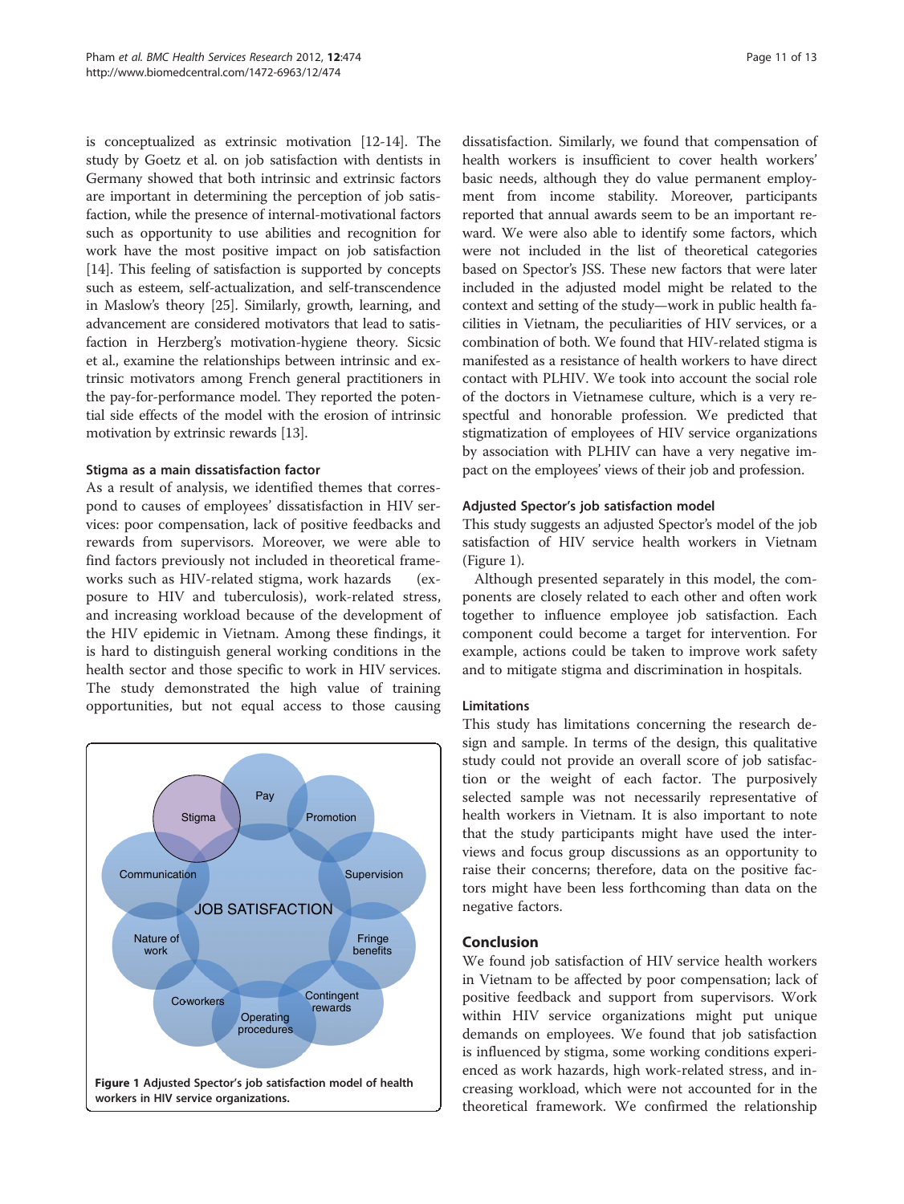is conceptualized as extrinsic motivation [12-14]. The study by Goetz et al. on job satisfaction with dentists in Germany showed that both intrinsic and extrinsic factors are important in determining the perception of job satisfaction, while the presence of internal-motivational factors such as opportunity to use abilities and recognition for work have the most positive impact on job satisfaction [14]. This feeling of satisfaction is supported by concepts such as esteem, self-actualization, and self-transcendence in Maslow's theory [25]. Similarly, growth, learning, and advancement are considered motivators that lead to satisfaction in Herzberg's motivation-hygiene theory. Sicsic et al., examine the relationships between intrinsic and extrinsic motivators among French general practitioners in the pay-for-performance model. They reported the potential side effects of the model with the erosion of intrinsic motivation by extrinsic rewards [13].

### Stigma as a main dissatisfaction factor

As a result of analysis, we identified themes that correspond to causes of employees' dissatisfaction in HIV services: poor compensation, lack of positive feedbacks and rewards from supervisors. Moreover, we were able to find factors previously not included in theoretical frameworks such as HIV-related stigma, work hazards (exposure to HIV and tuberculosis), work-related stress, and increasing workload because of the development of the HIV epidemic in Vietnam. Among these findings, it is hard to distinguish general working conditions in the health sector and those specific to work in HIV services. The study demonstrated the high value of training opportunities, but not equal access to those causing dissatisfaction. Similarly, we found that compensation of health workers is insufficient to cover health workers' basic needs, although they do value permanent employment from income stability. Moreover, participants reported that annual awards seem to be an important reward. We were also able to identify some factors, which were not included in the list of theoretical categories based on Spector's JSS. These new factors that were later included in the adjusted model might be related to the context and setting of the study—work in public health facilities in Vietnam, the peculiarities of HIV services, or a combination of both. We found that HIV-related stigma is manifested as a resistance of health workers to have direct contact with PLHIV. We took into account the social role of the doctors in Vietnamese culture, which is a very respectful and honorable profession. We predicted that stigmatization of employees of HIV service organizations by association with PLHIV can have a very negative impact on the employees' views of their job and profession.

Figure 1 Adjusted Spector's job satisfaction model of health workers in HIV service organizations.

### Adjusted Spector's job satisfaction model

This study suggests an adjusted Spector's model of the job satisfaction of HIV service health workers in Vietnam (Figure 1).

Although presented separately in this model, the components are closely related to each other and often work together to influence employee job satisfaction. Each component could become a target for intervention. For example, actions could be taken to improve work safety and to mitigate stigma and discrimination in hospitals.

### Limitations

This study has limitations concerning the research design and sample. In terms of the design, this qualitative study could not provide an overall score of job satisfaction or the weight of each factor. The purposively selected sample was not necessarily representative of health workers in Vietnam. It is also important to note that the study participants might have used the interviews and focus group discussions as an opportunity to raise their concerns; therefore, data on the positive factors might have been less forthcoming than data on the negative factors.

## Conclusion

We found job satisfaction of HIV service health workers in Vietnam to be affected by poor compensation; lack of positive feedback and support from supervisors. Work within HIV service organizations might put unique demands on employees. We found that job satisfaction is influenced by stigma, some working conditions experienced as work hazards, high work-related stress, and increasing workload, which were not accounted for in the theoretical framework. We confirmed the relationship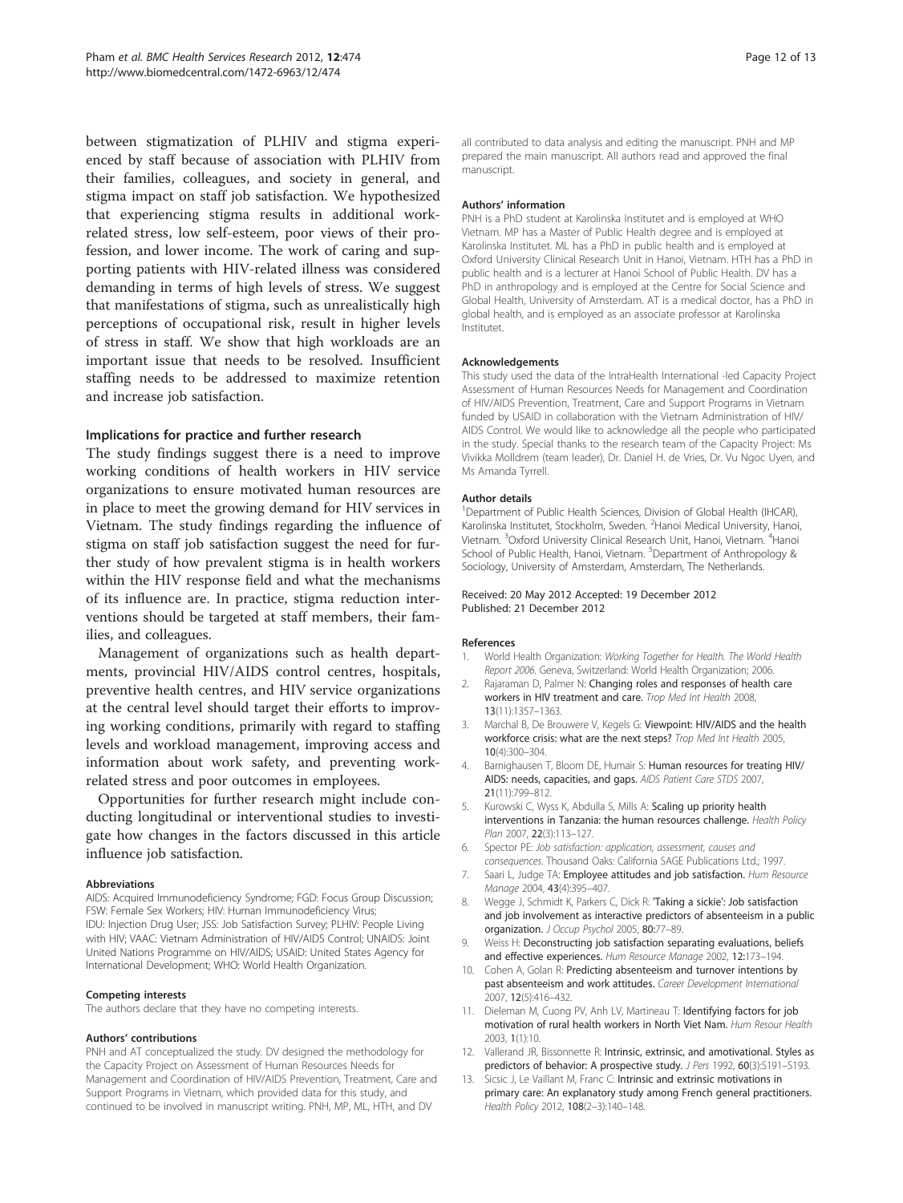between stigmatization of PLHIV and stigma experienced by staff because of association with PLHIV from their families, colleagues, and society in general, and stigma impact on staff job satisfaction. We hypothesized that experiencing stigma results in additional work-related stress, low self-esteem, poor views of their profession, and lower income. The work of caring and supporting patients with HIV-related illness was considered demanding in terms of high levels of stress. We suggest that manifestations of stigma, such as unrealistically high perceptions of occupational risk, result in higher levels of stress in staff. We show that high workloads are an important issue that needs to be resolved. Insufficient staffing needs to be addressed to maximize retention and increase job satisfaction.

### Implications for practice and further research

The study findings suggest there is a need to improve working conditions of health workers in HIV service organizations to ensure motivated human resources are in place to meet the growing demand for HIV services in Vietnam. The study findings regarding the influence of stigma on staff job satisfaction suggest the need for further study of how prevalent stigma is in health workers within the HIV response field and what the mechanisms of its influence are. In practice, stigma reduction interventions should be targeted at staff members, their families, and colleagues.

Management of organizations such as health departments, provincial HIV/AIDS control centres, hospitals, preventive health centres, and HIV service organizations at the central level should target their efforts to improving working conditions, primarily with regard to staffing levels and workload management, improving access and information about work safety, and preventing work-related stress and poor outcomes in employees.

Opportunities for further research might include conducting longitudinal or interventional studies to investigate how changes in the factors discussed in this article influence job satisfaction.

#### Abbreviations

AIDS: Acquired Immunodeficiency Syndrome; FGD: Focus Group Discussion; FSW: Female Sex Workers; HIV: Human Immunodeficiency Virus; IDU: Injection Drug User; JSS: Job Satisfaction Survey; PLHIV: People Living with HIV; VAAC: Vietnam Administration of HIV/AIDS Control; UNAIDS: Joint United Nations Programme on HIV/AIDS; USAID: United States Agency for International Development; WHO: World Health Organization.

#### Competing interests

The authors declare that they have no competing interests.

#### Authors' contributions

PNH and AT conceptualized the study. DV designed the methodology for the Capacity Project on Assessment of Human Resources Needs for Management and Coordination of HIV/AIDS Prevention, Treatment, Care and Support Programs in Vietnam, which provided data for this study, and continued to be involved in manuscript writing. PNH, MP, ML, HTH, and DV all contributed to data analysis and editing the manuscript. PNH and MP prepared the main manuscript. All authors read and approved the final manuscript.

#### Authors' information

PNH is a PhD student at Karolinska Institutet and is employed at WHO Vietnam. MP has a Master of Public Health degree and is employed at Karolinska Institutet. ML has a PhD in public health and is employed at Oxford University Clinical Research Unit in Hanoi, Vietnam. HTH has a PhD in public health and is a lecturer at Hanoi School of Public Health. DV has a PhD in anthropology and is employed at the Centre for Social Science and Global Health, University of Amsterdam. AT is a medical doctor, has a PhD in global health, and is employed as an associate professor at Karolinska Institutet.

#### Acknowledgements

This study used the data of the IntraHealth International -led Capacity Project Assessment of Human Resources Needs for Management and Coordination of HIV/AIDS Prevention, Treatment, Care and Support Programs in Vietnam funded by USAID in collaboration with the Vietnam Administration of HIV/AIDS Control. We would like to acknowledge all the people who participated in the study. Special thanks to the research team of the Capacity Project: Ms Vivikka Molldrem (team leader), Dr. Daniel H. de Vries, Dr. Vu Ngoc Uyen, and Ms Amanda Tyrrell.

#### Author details

[1]Department of Public Health Sciences, Division of Global Health (IHCAR), Karolinska Institutet, Stockholm, Sweden. [2]Hanoi Medical University, Hanoi, Vietnam. [3]Oxford University Clinical Research Unit, Hanoi, Vietnam. [4]Hanoi School of Public Health, Hanoi, Vietnam. [5]Department of Anthropology & Sociology, University of Amsterdam, Amsterdam, The Netherlands.

Received: 20 May 2012 Accepted: 19 December 2012
Published: 21 December 2012

#### References

1. World Health Organization: *Working Together for Health. The World Health Report 2006*. Geneva, Switzerland: World Health Organization; 2006.
2. Rajaraman D, Palmer N: **Changing roles and responses of health care workers in HIV treatment and care.** *Trop Med Int Health* 2008, **13**(11):1357–1363.
3. Marchal B, De Brouwere V, Kegels G: **Viewpoint: HIV/AIDS and the health workforce crisis: what are the next steps?** *Trop Med Int Health* 2005, **10**(4):300–304.
4. Barnighausen T, Bloom DE, Humair S: **Human resources for treating HIV/AIDS: needs, capacities, and gaps.** *AIDS Patient Care STDS* 2007, **21**(11):799–812.
5. Kurowski C, Wyss K, Abdulla S, Mills A: **Scaling up priority health interventions in Tanzania: the human resources challenge.** *Health Policy Plan* 2007, **22**(3):113–127.
6. Spector PE: *Job satisfaction: application, assessment, causes and consequences*. Thousand Oaks: California SAGE Publications Ltd.; 1997.
7. Saari L, Judge TA: **Employee attitudes and job satisfaction.** *Hum Resource Manage* 2004, **43**(4):395–407.
8. Wegge J, Schmidt K, Parkers C, Dick R: **'Taking a sickie': Job satisfaction and job involvement as interactive predictors of absenteeism in a public organization.** *J Occup Psychol* 2005, **80:**77–89.
9. Weiss H: **Deconstructing job satisfaction separating evaluations, beliefs and effective experiences.** *Hum Resource Manage* 2002, **12:**173–194.
10. Cohen A, Golan R: **Predicting absenteeism and turnover intentions by past absenteeism and work attitudes.** *Career Development International* 2007, **12**(5):416–432.
11. Dieleman M, Cuong PV, Anh LV, Martineau T: **Identifying factors for job motivation of rural health workers in North Viet Nam.** *Hum Resour Health* 2003, **1**(1):10.
12. Vallerand JR, Bissonnette R: **Intrinsic, extrinsic, and amotivational. Styles as predictors of behavior: A prospective study.** *J Pers* 1992, **60**(3):S191–S193.
13. Sicsic J, Le Vaillant M, Franc C: **Intrinsic and extrinsic motivations in primary care: An explanatory study among French general practitioners.** *Health Policy* 2012, **108**(2–3):140–148.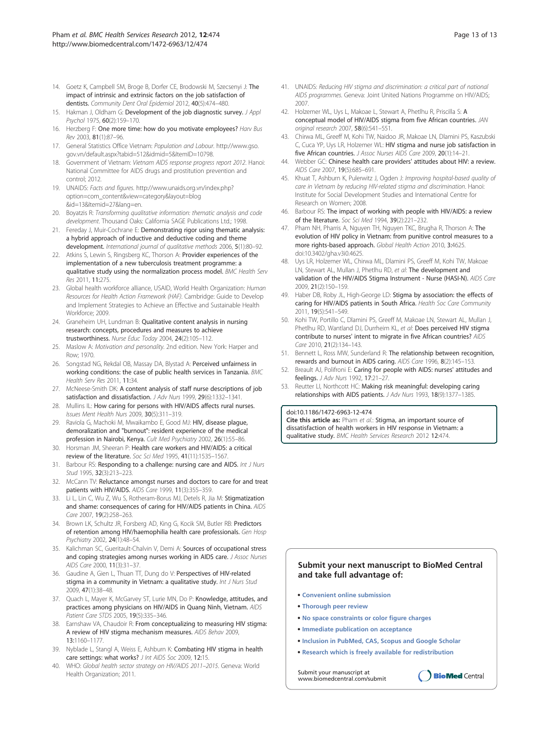14. Goetz K, Campbell SM, Broge B, Dorfer CE, Brodowski M, Szecsenyi J: **The impact of intrinsic and extrinsic factors on the job satisfaction of dentists.** *Community Dent Oral Epidemiol* 2012, **40**(5):474–480.
15. Hakman J, Oldham G: **Development of the job diagnostic survey.** *J Appl Psychol* 1975, **60**(2):159–170.
16. Herzberg F: **One more time: how do you motivate employees?** *Harv Bus Rev* 2003, **81**(1):87–96.
17. General Statistics Office Vietnam: *Population and Labour.* http://www.gso.gov.vn/default.aspx?tabid=512&idmid=5&ItemID=10798.
18. Government of Vietnam: *Vietnam AIDS response progress report 2012.* Hanoi: National Committee for AIDS drugs and prostitution prevention and control; 2012.
19. UNAIDS: *Facts and figures.* http://www.unaids.org.vn/index.php?option=com_content&view=category&layout=blog&id=13&Itemid=27&lang=en.
20. Boyatzis R: *Transforming qualitative information: thematic analysis and code development.* Thousand Oaks: California SAGE Publications Ltd.; 1998.
21. Fereday J, Muir-Cochrane E: **Demonstrating rigor using thematic analysis: a hybrid approach of inductive and deductive coding and theme development.** *International journal of qualitative methods* 2006, **5**(1):80–92.
22. Atkins S, Lewin S, Ringsberg KC, Thorson A: **Provider experiences of the implementation of a new tuberculosis treatment programme: a qualitative study using the normalization process model.** *BMC Health Serv Res* 2011, **11:**275.
23. Global health workforce alliance, USAID, World Health Organization: *Human Resources for Health Action Framework (HAF).* Cambridge: Guide to Develop and Implement Strategies to Achieve an Effective and Sustainable Health Workforce; 2009.
24. Graneheim UH, Lundman B: **Qualitative content analysis in nursing research: concepts, procedures and measures to achieve trustworthiness.** *Nurse Educ Today* 2004, **24**(2):105–112.
25. Maslow A: *Motivation and personality.* 2nd edition. New York: Harper and Row; 1970.
26. Songstad NG, Rekdal OB, Massay DA, Blystad A: **Perceived unfairness in working conditions: the case of public health services in Tanzania.** *BMC Health Serv Res* 2011, **11:**34.
27. McNeese-Smith DK: **A content analysis of staff nurse descriptions of job satisfaction and dissatisfaction.** *J Adv Nurs* 1999, **29**(6):1332–1341.
28. Mullins IL: **How caring for persons with HIV/AIDS affects rural nurses.** *Issues Ment Health Nurs* 2009, **30**(5):311–319.
29. Raviola G, Machoki M, Mwaikambo E, Good MJ: **HIV, disease plague, demoralization and "burnout": resident experience of the medical profession in Nairobi, Kenya.** *Cult Med Psychiatry* 2002, **26**(1):55–86.
30. Horsman JM, Sheeran P: **Health care workers and HIV/AIDS: a critical review of the literature.** *Soc Sci Med* 1995, **41**(11):1535–1567.
31. Barbour RS: **Responding to a challenge: nursing care and AIDS.** *Int J Nurs Stud* 1995, **32**(3):213–223.
32. McCann TV: **Reluctance amongst nurses and doctors to care for and treat patients with HIV/AIDS.** *AIDS Care* 1999, **11**(3):355–359.
33. Li L, Lin C, Wu Z, Wu S, Rotheram-Borus MJ, Detels R, Jia M: **Stigmatization and shame: consequences of caring for HIV/AIDS patients in China.** *AIDS Care* 2007, **19**(2):258–263.
34. Brown LK, Schultz JR, Forsberg AD, King G, Kocik SM, Butler RB: **Predictors of retention among HIV/haemophilia health care professionals.** *Gen Hosp Psychiatry* 2002, **24**(1):48–54.
35. Kalichman SC, Gueritault-Chalvin V, Demi A: **Sources of occupational stress and coping strategies among nurses working in AIDS care.** *J Assoc Nurses AIDS Care* 2000, **11**(3):31–37.
36. Gaudine A, Gien L, Thuan TT, Dung do V: **Perspectives of HIV-related stigma in a community in Vietnam: a qualitative study.** *Int J Nurs Stud* 2009, **47**(1):38–48.
37. Quach L, Mayer K, McGarvey ST, Lurie MN, Do P: **Knowledge, attitudes, and practices among physicians on HIV/AIDS in Quang Ninh, Vietnam.** *AIDS Patient Care STDS* 2005, **19**(5):335–346.
38. Earnshaw VA, Chaudoir R: **From conceptualizing to measuring HIV stigma: A review of HIV stigma mechanism measures.** *AIDS Behav* 2009, **13:**1160–1177.
39. Nyblade L, Stangl A, Weiss E, Ashburn K: **Combating HIV stigma in health care settings: what works?** *J Int AIDS Soc* 2009, **12:**15.
40. WHO: *Global health sector strategy on HIV/AIDS 2011–2015.* Geneva: World Health Organization; 2011.
41. UNAIDS: *Reducing HIV stigma and discrimination: a critical part of national AIDS programmes.* Geneva: Joint United Nations Programme on HIV/AIDS; 2007.
42. Holzemer WL, Uys L, Makoae L, Stewart A, Phetlhu R, Priscilla S: **A conceptual model of HIV/AIDS stigma from five African countries.** *JAN original research* 2007, **58**(6):541–551.
43. Chirwa ML, Greeff M, Kohi TW, Naidoo JR, Makoae LN, Dlamini PS, Kaszubski C, Cuca YP, Uys LR, Holzemer WL: **HIV stigma and nurse job satisfaction in five African countries.** *J Assoc Nurses AIDS Care* 2009, **20**(1):14–21.
44. Webber GC: **Chinese health care providers' attitudes about HIV: a review.** *AIDS Care* 2007, **19**(5):685–691.
45. Khuat T, Ashburn K, Pulerwitz J, Ogden J: *Improving hospital-based quality of care in Vietnam by reducing HIV-related stigma and discrimination.* Hanoi: Institute for Social Development Studies and International Centre for Research on Women; 2008.
46. Barbour RS: **The impact of working with people with HIV/AIDS: a review of the literature.** *Soc Sci Med* 1994, **39**(2):221–232.
47. Pham NH, Pharris A, Nguyen TH, Nguyen TKC, Brugha R, Thorson A: **The evolution of HIV policy in Vietnam: from punitive control measures to a more rights-based approach.** *Global Health Action* 2010, **3:**4625. doi:10.3402/gha.v3i0.4625.
48. Uys LR, Holzemer WL, Chirwa ML, Dlamini PS, Greeff M, Kohi TW, Makoae LN, Stewart AL, Mullan J, Phetlhu RD, *et al*: **The development and validation of the HIV/AIDS Stigma Instrument - Nurse (HASI-N).** *AIDS Care* 2009, **21**(2):150–159.
49. Haber DB, Roby JL, High-George LD: **Stigma by association: the effects of caring for HIV/AIDS patients in South Africa.** *Health Soc Care Community* 2011, **19**(5):541–549.
50. Kohi TW, Portillo C, Dlamini PS, Greeff M, Makoae LN, Stewart AL, Mullan J, Phetlhu RD, Wantland DJ, Durrheim KL, *et al*: **Does perceived HIV stigma contribute to nurses' intent to migrate in five African countries?** *AIDS Care* 2010, **21**(2):134–143.
51. Bennett L, Ross MW, Sunderland R: **The relationship between recognition, rewards and burnout in AIDS caring.** *AIDS Care* 1996, **8**(2):145–153.
52. Breault AJ, Polifroni E: **Caring for people with AIDS: nurses' attitudes and feelings.** *J Adv Nurs* 1992, **17:**21–27.
53. Reutter LI, Northcott HC: **Making risk meaningful: developing caring relationships with AIDS patients.** *J Adv Nurs* 1993, **18**(9):1377–1385.

doi:10.1186/1472-6963-12-474

**Cite this article as:** Pham *et al.*: Stigma, an important source of dissatisfaction of health workers in HIV response in Vietnam: a qualitative study. *BMC Health Services Research* 2012 **12**:474.

**Submit your next manuscript to BioMed Central and take full advantage of:**

- **Convenient online submission**
- **Thorough peer review**
- **No space constraints or color figure charges**
- **Immediate publication on acceptance**
- **Inclusion in PubMed, CAS, Scopus and Google Scholar**
- **Research which is freely available for redistribution**

Submit your manuscript at www.biomedcentral.com/submit

BioMed Central